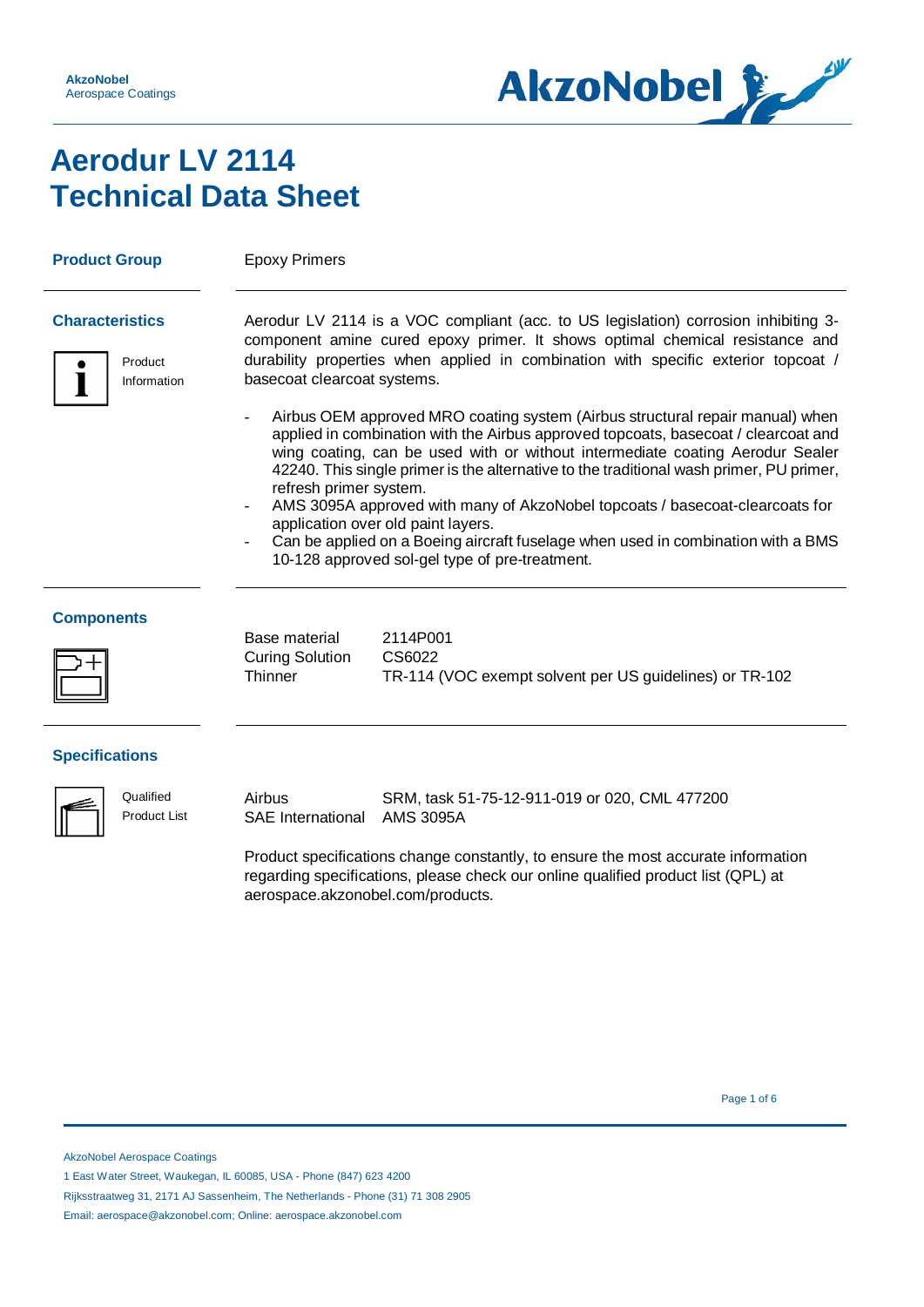# Aerodur LV 2114
# Technical Data Sheet

## Product Group

Epoxy Primers

## Characteristics

Product Information

Aerodur LV 2114 is a VOC compliant (acc. to US legislation) corrosion inhibiting 3-component amine cured epoxy primer. It shows optimal chemical resistance and durability properties when applied in combination with specific exterior topcoat / basecoat clearcoat systems.

- Airbus OEM approved MRO coating system (Airbus structural repair manual) when applied in combination with the Airbus approved topcoats, basecoat / clearcoat and wing coating, can be used with or without intermediate coating Aerodur Sealer 42240. This single primer is the alternative to the traditional wash primer, PU primer, refresh primer system.
- AMS 3095A approved with many of AkzoNobel topcoats / basecoat-clearcoats for application over old paint layers.
- Can be applied on a Boeing aircraft fuselage when used in combination with a BMS 10-128 approved sol-gel type of pre-treatment.

## Components

| | |
|---|---|
| Base material | 2114P001 |
| Curing Solution | CS6022 |
| Thinner | TR-114 (VOC exempt solvent per US guidelines) or TR-102 |

## Specifications

Qualified Product List

| | |
|---|---|
| Airbus | SRM, task 51-75-12-911-019 or 020, CML 477200 |
| SAE International | AMS 3095A |

Product specifications change constantly, to ensure the most accurate information regarding specifications, please check our online qualified product list (QPL) at aerospace.akzonobel.com/products.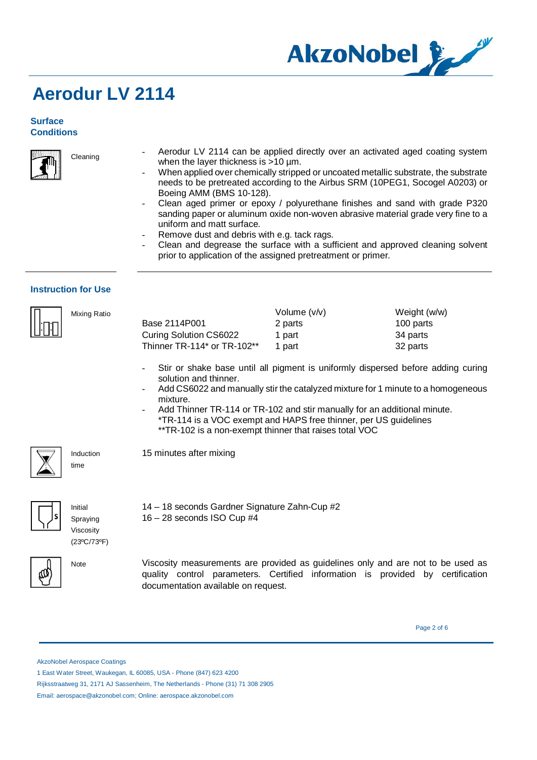# Aerodur LV 2114

## Surface Conditions

**Cleaning**

- Aerodur LV 2114 can be applied directly over an activated aged coating system when the layer thickness is >10 µm.
- When applied over chemically stripped or uncoated metallic substrate, the substrate needs to be pretreated according to the Airbus SRM (10PEG1, Socogel A0203) or Boeing AMM (BMS 10-128).
- Clean aged primer or epoxy / polyurethane finishes and sand with grade P320 sanding paper or aluminum oxide non-woven abrasive material grade very fine to a uniform and matt surface.
- Remove dust and debris with e.g. tack rags.
- Clean and degrease the surface with a sufficient and approved cleaning solvent prior to application of the assigned pretreatment or primer.

## Instruction for Use

**Mixing Ratio**

| | Volume (v/v) | Weight (w/w) |
|---|---|---|
| Base 2114P001 | 2 parts | 100 parts |
| Curing Solution CS6022 | 1 part | 34 parts |
| Thinner TR-114* or TR-102** | 1 part | 32 parts |

- Stir or shake base until all pigment is uniformly dispersed before adding curing solution and thinner.
- Add CS6022 and manually stir the catalyzed mixture for 1 minute to a homogeneous mixture.
- Add Thinner TR-114 or TR-102 and stir manually for an additional minute.
  *TR-114 is a VOC exempt and HAPS free thinner, per US guidelines
  **TR-102 is a non-exempt thinner that raises total VOC

**Induction time**

15 minutes after mixing

**Initial Spraying Viscosity (23ºC/73ºF)**

14 – 18 seconds Gardner Signature Zahn-Cup #2
16 – 28 seconds ISO Cup #4

**Note**

Viscosity measurements are provided as guidelines only and are not to be used as quality control parameters. Certified information is provided by certification documentation available on request.

AkzoNobel Aerospace Coatings
1 East Water Street, Waukegan, IL 60085, USA - Phone (847) 623 4200
Rijksstraatweg 31, 2171 AJ Sassenheim, The Netherlands - Phone (31) 71 308 2905
Email: aerospace@akzonobel.com; Online: aerospace.akzonobel.com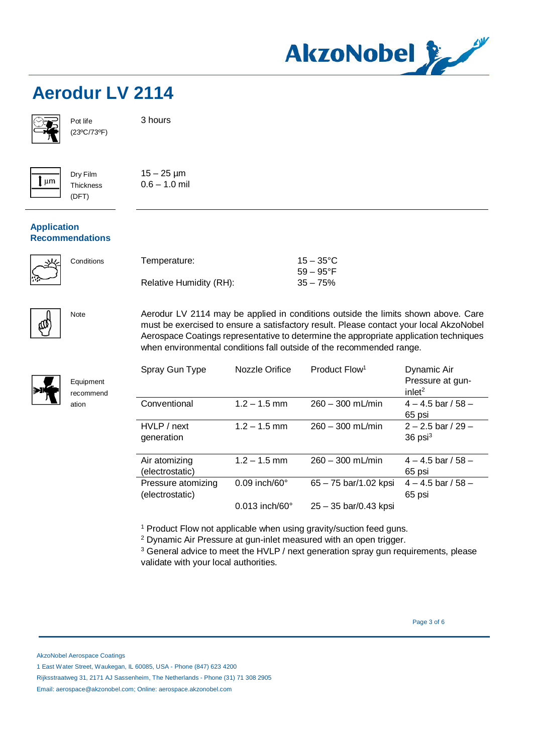# Aerodur LV 2114

| | |
|---|---|
| Pot life (23ºC/73ºF) | 3 hours |
| Dry Film Thickness (DFT) | 15 – 25 µm<br>0.6 – 1.0 mil |

## Application Recommendations

**Conditions**

| | |
|---|---|
| Temperature: | 15 – 35°C<br>59 – 95°F |
| Relative Humidity (RH): | 35 – 75% |

**Note**

Aerodur LV 2114 may be applied in conditions outside the limits shown above. Care must be exercised to ensure a satisfactory result. Please contact your local AkzoNobel Aerospace Coatings representative to determine the appropriate application techniques when environmental conditions fall outside of the recommended range.

**Equipment recommendation**

| Spray Gun Type | Nozzle Orifice | Product Flow[1] | Dynamic Air Pressure at gun-inlet[2] |
|---|---|---|---|
| Conventional | 1.2 – 1.5 mm | 260 – 300 mL/min | 4 – 4.5 bar / 58 – 65 psi |
| HVLP / next generation | 1.2 – 1.5 mm | 260 – 300 mL/min | 2 – 2.5 bar / 29 – 36 psi[3] |
| Air atomizing (electrostatic) | 1.2 – 1.5 mm | 260 – 300 mL/min | 4 – 4.5 bar / 58 – 65 psi |
| Pressure atomizing (electrostatic) | 0.09 inch/60° | 65 – 75 bar/1.02 kpsi | 4 – 4.5 bar / 58 – 65 psi |
| | 0.013 inch/60° | 25 – 35 bar/0.43 kpsi | |

[1] Product Flow not applicable when using gravity/suction feed guns.
[2] Dynamic Air Pressure at gun-inlet measured with an open trigger.
[3] General advice to meet the HVLP / next generation spray gun requirements, please validate with your local authorities.

AkzoNobel Aerospace Coatings
1 East Water Street, Waukegan, IL 60085, USA - Phone (847) 623 4200
Rijksstraatweg 31, 2171 AJ Sassenheim, The Netherlands - Phone (31) 71 308 2905
Email: aerospace@akzonobel.com; Online: aerospace.akzonobel.com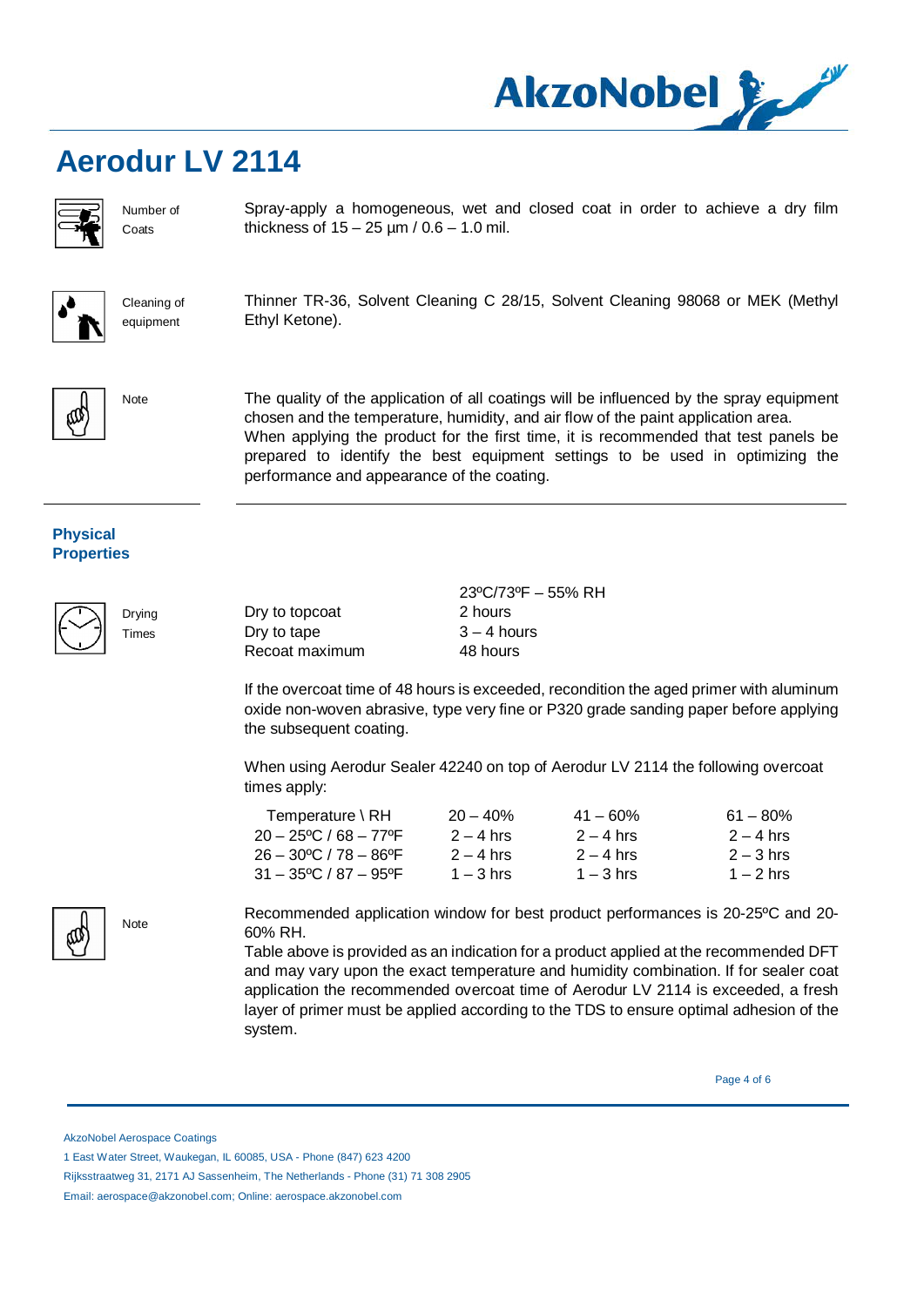# Aerodur LV 2114

**Number of Coats**

Spray-apply a homogeneous, wet and closed coat in order to achieve a dry film thickness of 15 – 25 µm / 0.6 – 1.0 mil.

**Cleaning of equipment**

Thinner TR-36, Solvent Cleaning C 28/15, Solvent Cleaning 98068 or MEK (Methyl Ethyl Ketone).

**Note**

The quality of the application of all coatings will be influenced by the spray equipment chosen and the temperature, humidity, and air flow of the paint application area.
When applying the product for the first time, it is recommended that test panels be prepared to identify the best equipment settings to be used in optimizing the performance and appearance of the coating.

## Physical Properties

**Drying Times**

| | 23ºC/73ºF – 55% RH |
|---|---|
| Dry to topcoat | 2 hours |
| Dry to tape | 3 – 4 hours |
| Recoat maximum | 48 hours |

If the overcoat time of 48 hours is exceeded, recondition the aged primer with aluminum oxide non-woven abrasive, type very fine or P320 grade sanding paper before applying the subsequent coating.

When using Aerodur Sealer 42240 on top of Aerodur LV 2114 the following overcoat times apply:

| Temperature \ RH | 20 – 40% | 41 – 60% | 61 – 80% |
|---|---|---|---|
| 20 – 25ºC / 68 – 77ºF | 2 – 4 hrs | 2 – 4 hrs | 2 – 4 hrs |
| 26 – 30ºC / 78 – 86ºF | 2 – 4 hrs | 2 – 4 hrs | 2 – 3 hrs |
| 31 – 35ºC / 87 – 95ºF | 1 – 3 hrs | 1 – 3 hrs | 1 – 2 hrs |

**Note**

Recommended application window for best product performances is 20-25ºC and 20-60% RH.
Table above is provided as an indication for a product applied at the recommended DFT and may vary upon the exact temperature and humidity combination. If for sealer coat application the recommended overcoat time of Aerodur LV 2114 is exceeded, a fresh layer of primer must be applied according to the TDS to ensure optimal adhesion of the system.

AkzoNobel Aerospace Coatings
1 East Water Street, Waukegan, IL 60085, USA - Phone (847) 623 4200
Rijksstraatweg 31, 2171 AJ Sassenheim, The Netherlands - Phone (31) 71 308 2905
Email: aerospace@akzonobel.com; Online: aerospace.akzonobel.com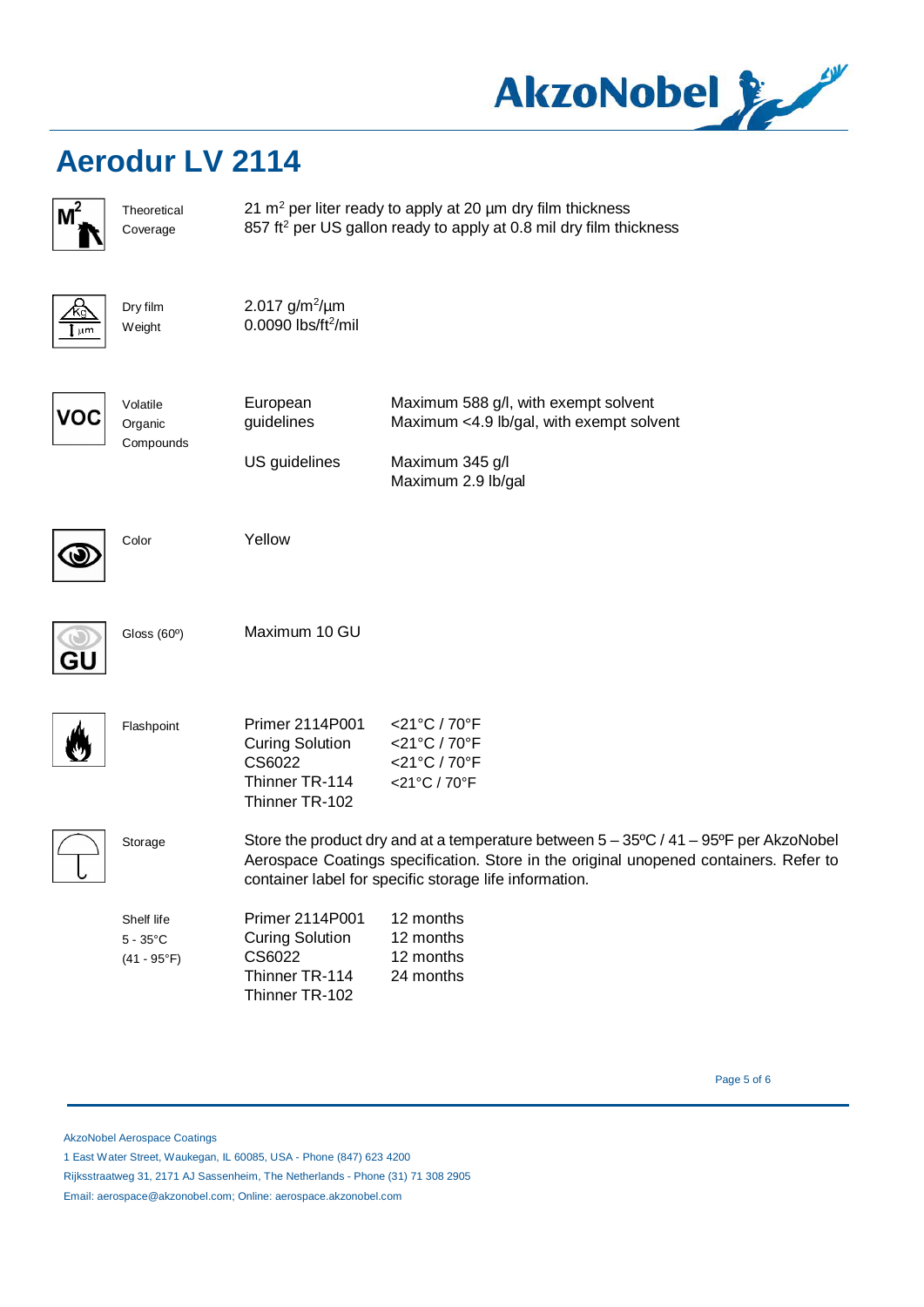# Aerodur LV 2114

| | | | |
|---|---|---|---|
| Theoretical Coverage | 21 m² per liter ready to apply at 20 µm dry film thickness<br>857 ft² per US gallon ready to apply at 0.8 mil dry film thickness | | |
| Dry film Weight | 2.017 g/m²/µm<br>0.0090 lbs/ft²/mil | | |
| Volatile Organic Compounds | European guidelines | Maximum 588 g/l, with exempt solvent<br>Maximum <4.9 lb/gal, with exempt solvent | |
| | US guidelines | Maximum 345 g/l<br>Maximum 2.9 lb/gal | |
| Color | Yellow | | |
| Gloss (60º) | Maximum 10 GU | | |
| Flashpoint | Primer 2114P001 | <21°C / 70°F | |
| | Curing Solution CS6022 | <21°C / 70°F | |
| | Thinner TR-114 | <21°C / 70°F | |
| | Thinner TR-102 | <21°C / 70°F | |
| Storage | Store the product dry and at a temperature between 5 – 35ºC / 41 – 95ºF per AkzoNobel Aerospace Coatings specification. Store in the original unopened containers. Refer to container label for specific storage life information. | | |
| Shelf life 5 - 35°C (41 - 95°F) | Primer 2114P001 | 12 months | |
| | Curing Solution CS6022 | 12 months | |
| | Thinner TR-114 | 12 months | |
| | Thinner TR-102 | 24 months | |

AkzoNobel Aerospace Coatings
1 East Water Street, Waukegan, IL 60085, USA - Phone (847) 623 4200
Rijksstraatweg 31, 2171 AJ Sassenheim, The Netherlands - Phone (31) 71 308 2905
Email: aerospace@akzonobel.com; Online: aerospace.akzonobel.com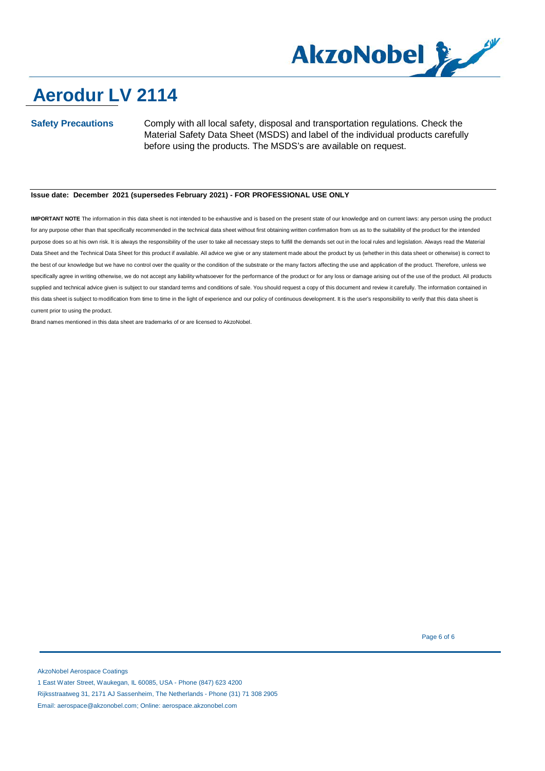# Aerodur LV 2114

**Safety Precautions**

Comply with all local safety, disposal and transportation regulations. Check the Material Safety Data Sheet (MSDS) and label of the individual products carefully before using the products. The MSDS's are available on request.

**Issue date: December 2021 (supersedes February 2021) - FOR PROFESSIONAL USE ONLY**

**IMPORTANT NOTE** The information in this data sheet is not intended to be exhaustive and is based on the present state of our knowledge and on current laws: any person using the product for any purpose other than that specifically recommended in the technical data sheet without first obtaining written confirmation from us as to the suitability of the product for the intended purpose does so at his own risk. It is always the responsibility of the user to take all necessary steps to fulfill the demands set out in the local rules and legislation. Always read the Material Data Sheet and the Technical Data Sheet for this product if available. All advice we give or any statement made about the product by us (whether in this data sheet or otherwise) is correct to the best of our knowledge but we have no control over the quality or the condition of the substrate or the many factors affecting the use and application of the product. Therefore, unless we specifically agree in writing otherwise, we do not accept any liability whatsoever for the performance of the product or for any loss or damage arising out of the use of the product. All products supplied and technical advice given is subject to our standard terms and conditions of sale. You should request a copy of this document and review it carefully. The information contained in this data sheet is subject to modification from time to time in the light of experience and our policy of continuous development. It is the user's responsibility to verify that this data sheet is current prior to using the product.

Brand names mentioned in this data sheet are trademarks of or are licensed to AkzoNobel.

AkzoNobel Aerospace Coatings
1 East Water Street, Waukegan, IL 60085, USA - Phone (847) 623 4200
Rijksstraatweg 31, 2171 AJ Sassenheim, The Netherlands - Phone (31) 71 308 2905
Email: aerospace@akzonobel.com; Online: aerospace.akzonobel.com